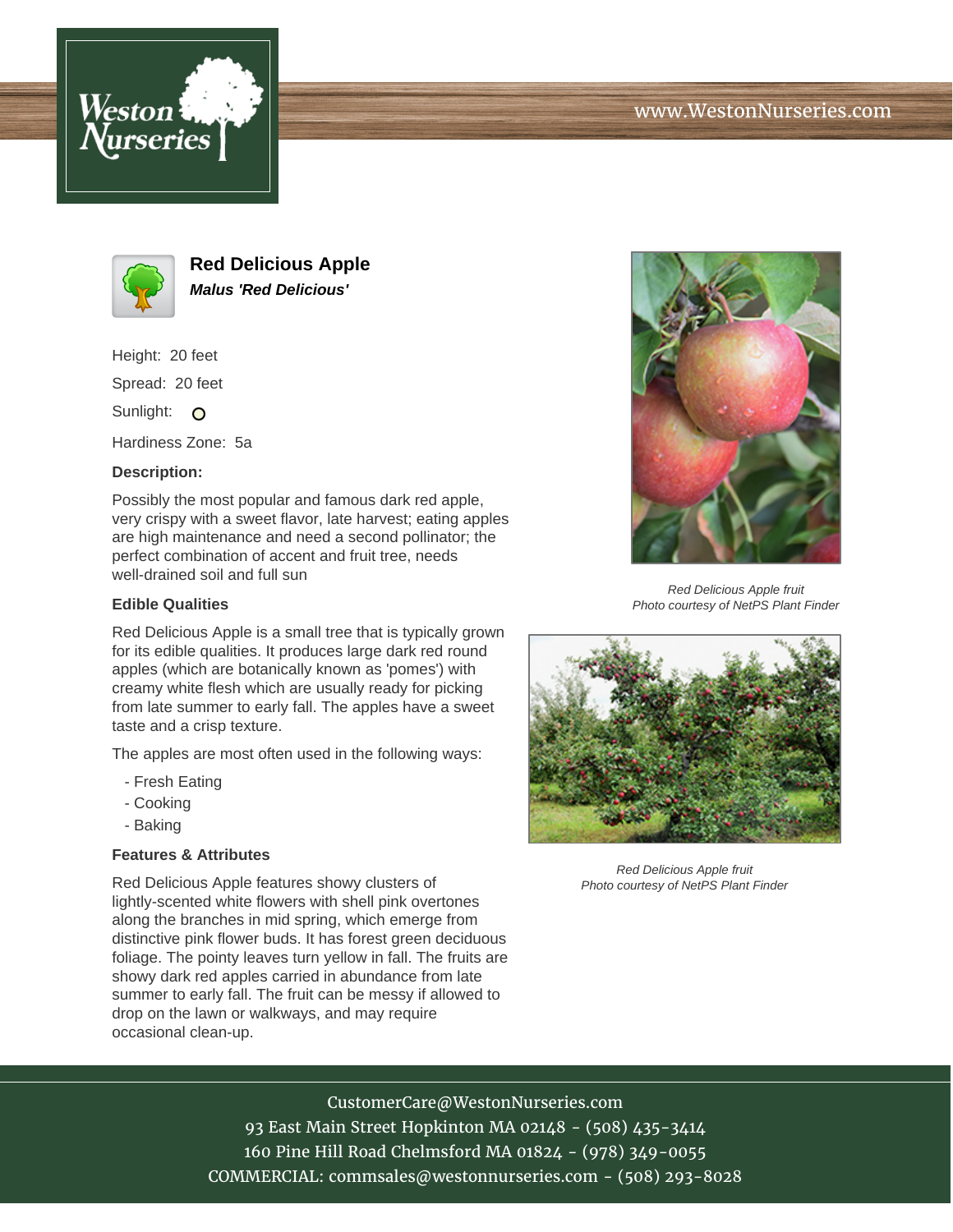# Red Delicious Apple

***Malus 'Red Delicious'***

Height: 20 feet

Spread: 20 feet

Sunlight:

Hardiness Zone: 5a

### Description:

Possibly the most popular and famous dark red apple, very crispy with a sweet flavor, late harvest; eating apples are high maintenance and need a second pollinator; the perfect combination of accent and fruit tree, needs well-drained soil and full sun

### Edible Qualities

Red Delicious Apple is a small tree that is typically grown for its edible qualities. It produces large dark red round apples (which are botanically known as 'pomes') with creamy white flesh which are usually ready for picking from late summer to early fall. The apples have a sweet taste and a crisp texture.

The apples are most often used in the following ways:

- Fresh Eating
- Cooking
- Baking

### Features & Attributes

Red Delicious Apple features showy clusters of lightly-scented white flowers with shell pink overtones along the branches in mid spring, which emerge from distinctive pink flower buds. It has forest green deciduous foliage. The pointy leaves turn yellow in fall. The fruits are showy dark red apples carried in abundance from late summer to early fall. The fruit can be messy if allowed to drop on the lawn or walkways, and may require occasional clean-up.

*Red Delicious Apple fruit*
*Photo courtesy of NetPS Plant Finder*

*Red Delicious Apple fruit*
*Photo courtesy of NetPS Plant Finder*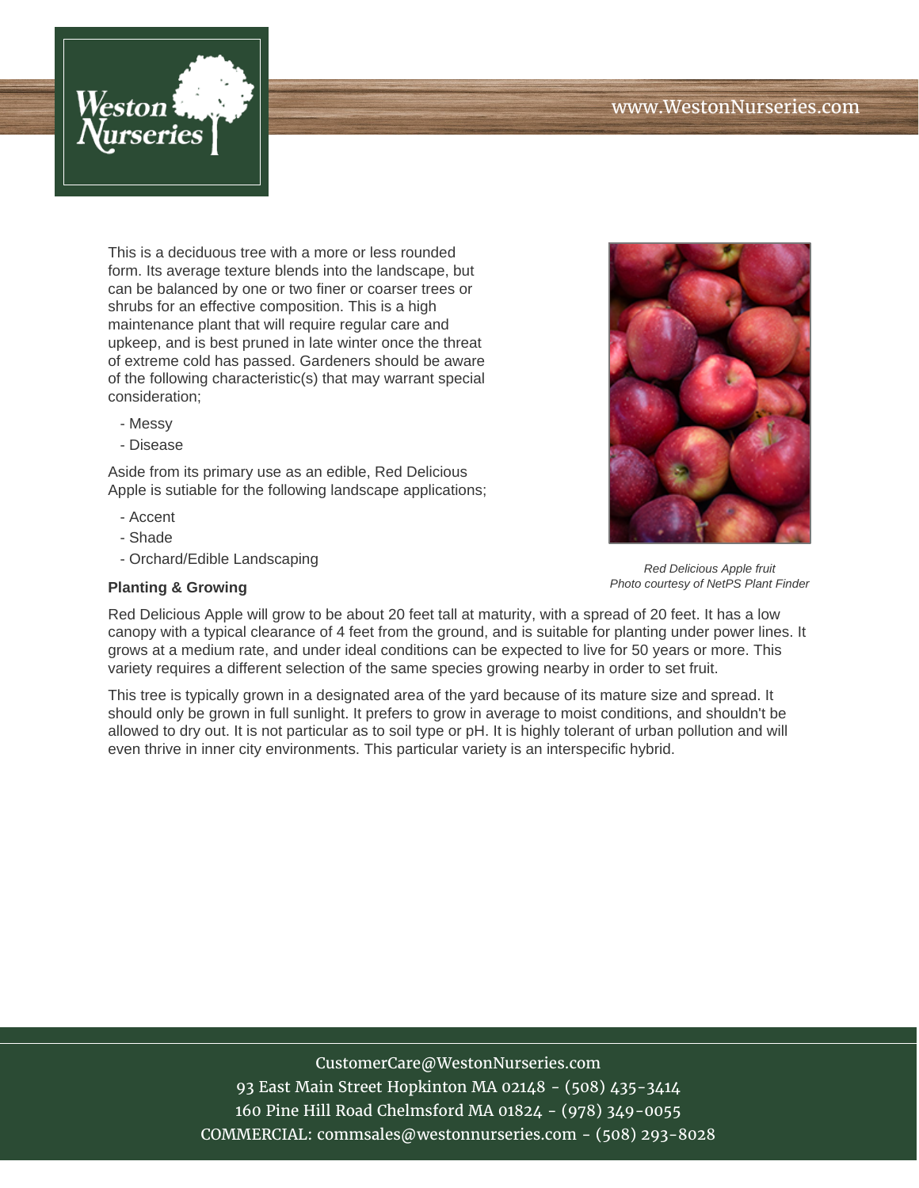This is a deciduous tree with a more or less rounded form. Its average texture blends into the landscape, but can be balanced by one or two finer or coarser trees or shrubs for an effective composition. This is a high maintenance plant that will require regular care and upkeep, and is best pruned in late winter once the threat of extreme cold has passed. Gardeners should be aware of the following characteristic(s) that may warrant special consideration;

- Messy
- Disease

Aside from its primary use as an edible, Red Delicious Apple is sutiable for the following landscape applications;

- Accent
- Shade
- Orchard/Edible Landscaping

*Red Delicious Apple fruit*
*Photo courtesy of NetPS Plant Finder*

**Planting & Growing**

Red Delicious Apple will grow to be about 20 feet tall at maturity, with a spread of 20 feet. It has a low canopy with a typical clearance of 4 feet from the ground, and is suitable for planting under power lines. It grows at a medium rate, and under ideal conditions can be expected to live for 50 years or more. This variety requires a different selection of the same species growing nearby in order to set fruit.

This tree is typically grown in a designated area of the yard because of its mature size and spread. It should only be grown in full sunlight. It prefers to grow in average to moist conditions, and shouldn't be allowed to dry out. It is not particular as to soil type or pH. It is highly tolerant of urban pollution and will even thrive in inner city environments. This particular variety is an interspecific hybrid.